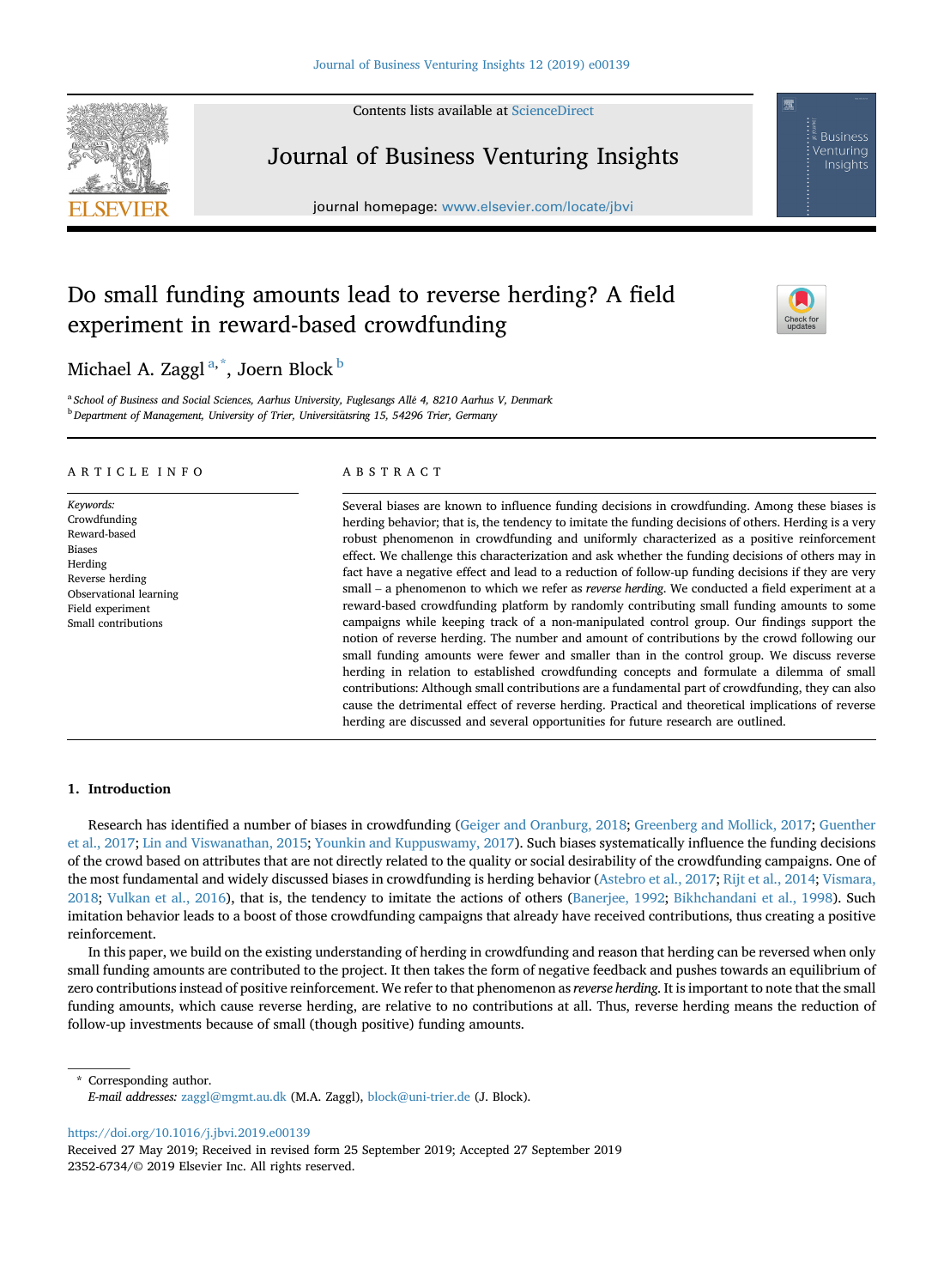# Do small funding amounts lead to reverse herding? A field experiment in reward-based crowdfunding

Michael A. Zaggl [a,*], Joern Block [b]

[a] *School of Business and Social Sciences, Aarhus University, Fuglesangs Allé 4, 8210 Aarhus V, Denmark*

[b] *Department of Management, University of Trier, Universitätsring 15, 54296 Trier, Germany*

## ARTICLE INFO

*Keywords:*
Crowdfunding
Reward-based
Biases
Herding
Reverse herding
Observational learning
Field experiment
Small contributions

## ABSTRACT

Several biases are known to influence funding decisions in crowdfunding. Among these biases is herding behavior; that is, the tendency to imitate the funding decisions of others. Herding is a very robust phenomenon in crowdfunding and uniformly characterized as a positive reinforcement effect. We challenge this characterization and ask whether the funding decisions of others may in fact have a negative effect and lead to a reduction of follow-up funding decisions if they are very small – a phenomenon to which we refer as *reverse herding*. We conducted a field experiment at a reward-based crowdfunding platform by randomly contributing small funding amounts to some campaigns while keeping track of a non-manipulated control group. Our findings support the notion of reverse herding. The number and amount of contributions by the crowd following our small funding amounts were fewer and smaller than in the control group. We discuss reverse herding in relation to established crowdfunding concepts and formulate a dilemma of small contributions: Although small contributions are a fundamental part of crowdfunding, they can also cause the detrimental effect of reverse herding. Practical and theoretical implications of reverse herding are discussed and several opportunities for future research are outlined.

## 1. Introduction

Research has identified a number of biases in crowdfunding (Geiger and Oranburg, 2018; Greenberg and Mollick, 2017; Guenther et al., 2017; Lin and Viswanathan, 2015; Younkin and Kuppuswamy, 2017). Such biases systematically influence the funding decisions of the crowd based on attributes that are not directly related to the quality or social desirability of the crowdfunding campaigns. One of the most fundamental and widely discussed biases in crowdfunding is herding behavior (Astebro et al., 2017; Rijt et al., 2014; Vismara, 2018; Vulkan et al., 2016), that is, the tendency to imitate the actions of others (Banerjee, 1992; Bikhchandani et al., 1998). Such imitation behavior leads to a boost of those crowdfunding campaigns that already have received contributions, thus creating a positive reinforcement.

In this paper, we build on the existing understanding of herding in crowdfunding and reason that herding can be reversed when only small funding amounts are contributed to the project. It then takes the form of negative feedback and pushes towards an equilibrium of zero contributions instead of positive reinforcement. We refer to that phenomenon as *reverse herding*. It is important to note that the small funding amounts, which cause reverse herding, are relative to no contributions at all. Thus, reverse herding means the reduction of follow-up investments because of small (though positive) funding amounts.

\* Corresponding author.
*E-mail addresses:* zaggl@mgmt.au.dk (M.A. Zaggl), block@uni-trier.de (J. Block).

https://doi.org/10.1016/j.jbvi.2019.e00139
Received 27 May 2019; Received in revised form 25 September 2019; Accepted 27 September 2019
2352-6734/© 2019 Elsevier Inc. All rights reserved.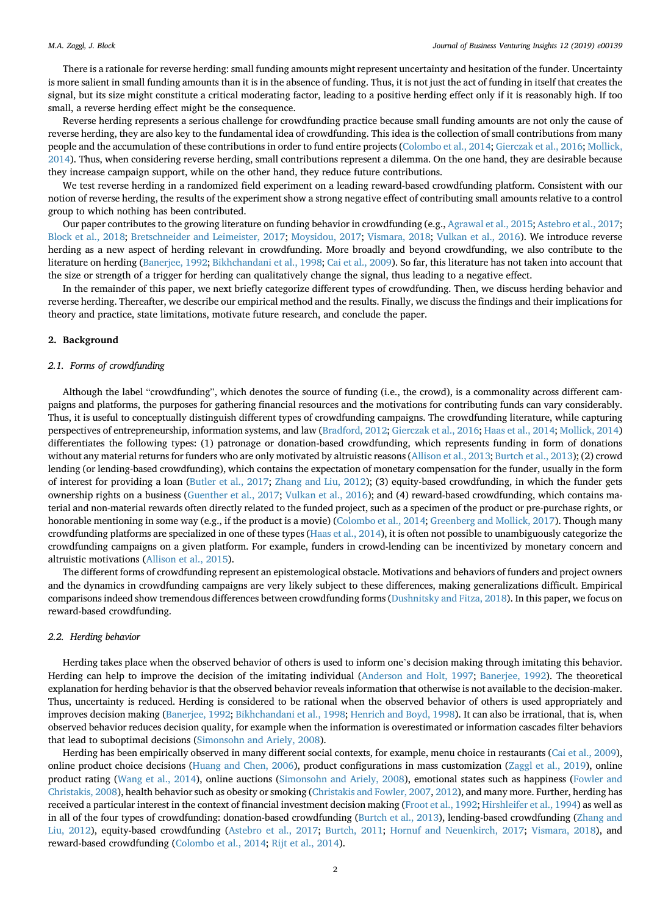There is a rationale for reverse herding: small funding amounts might represent uncertainty and hesitation of the funder. Uncertainty is more salient in small funding amounts than it is in the absence of funding. Thus, it is not just the act of funding in itself that creates the signal, but its size might constitute a critical moderating factor, leading to a positive herding effect only if it is reasonably high. If too small, a reverse herding effect might be the consequence.

Reverse herding represents a serious challenge for crowdfunding practice because small funding amounts are not only the cause of reverse herding, they are also key to the fundamental idea of crowdfunding. This idea is the collection of small contributions from many people and the accumulation of these contributions in order to fund entire projects (Colombo et al., 2014; Gierczak et al., 2016; Mollick, 2014). Thus, when considering reverse herding, small contributions represent a dilemma. On the one hand, they are desirable because they increase campaign support, while on the other hand, they reduce future contributions.

We test reverse herding in a randomized field experiment on a leading reward-based crowdfunding platform. Consistent with our notion of reverse herding, the results of the experiment show a strong negative effect of contributing small amounts relative to a control group to which nothing has been contributed.

Our paper contributes to the growing literature on funding behavior in crowdfunding (e.g., Agrawal et al., 2015; Astebro et al., 2017; Block et al., 2018; Bretschneider and Leimeister, 2017; Moysidou, 2017; Vismara, 2018; Vulkan et al., 2016). We introduce reverse herding as a new aspect of herding relevant in crowdfunding. More broadly and beyond crowdfunding, we also contribute to the literature on herding (Banerjee, 1992; Bikhchandani et al., 1998; Cai et al., 2009). So far, this literature has not taken into account that the size or strength of a trigger for herding can qualitatively change the signal, thus leading to a negative effect.

In the remainder of this paper, we next briefly categorize different types of crowdfunding. Then, we discuss herding behavior and reverse herding. Thereafter, we describe our empirical method and the results. Finally, we discuss the findings and their implications for theory and practice, state limitations, motivate future research, and conclude the paper.

## 2. Background

### 2.1. Forms of crowdfunding

Although the label "crowdfunding", which denotes the source of funding (i.e., the crowd), is a commonality across different campaigns and platforms, the purposes for gathering financial resources and the motivations for contributing funds can vary considerably. Thus, it is useful to conceptually distinguish different types of crowdfunding campaigns. The crowdfunding literature, while capturing perspectives of entrepreneurship, information systems, and law (Bradford, 2012; Gierczak et al., 2016; Haas et al., 2014; Mollick, 2014) differentiates the following types: (1) patronage or donation-based crowdfunding, which represents funding in form of donations without any material returns for funders who are only motivated by altruistic reasons (Allison et al., 2013; Burtch et al., 2013); (2) crowd lending (or lending-based crowdfunding), which contains the expectation of monetary compensation for the funder, usually in the form of interest for providing a loan (Butler et al., 2017; Zhang and Liu, 2012); (3) equity-based crowdfunding, in which the funder gets ownership rights on a business (Guenther et al., 2017; Vulkan et al., 2016); and (4) reward-based crowdfunding, which contains material and non-material rewards often directly related to the funded project, such as a specimen of the product or pre-purchase rights, or honorable mentioning in some way (e.g., if the product is a movie) (Colombo et al., 2014; Greenberg and Mollick, 2017). Though many crowdfunding platforms are specialized in one of these types (Haas et al., 2014), it is often not possible to unambiguously categorize the crowdfunding campaigns on a given platform. For example, funders in crowd-lending can be incentivized by monetary concern and altruistic motivations (Allison et al., 2015).

The different forms of crowdfunding represent an epistemological obstacle. Motivations and behaviors of funders and project owners and the dynamics in crowdfunding campaigns are very likely subject to these differences, making generalizations difficult. Empirical comparisons indeed show tremendous differences between crowdfunding forms (Dushnitsky and Fitza, 2018). In this paper, we focus on reward-based crowdfunding.

### 2.2. Herding behavior

Herding takes place when the observed behavior of others is used to inform one`s decision making through imitating this behavior. Herding can help to improve the decision of the imitating individual (Anderson and Holt, 1997; Banerjee, 1992). The theoretical explanation for herding behavior is that the observed behavior reveals information that otherwise is not available to the decision-maker. Thus, uncertainty is reduced. Herding is considered to be rational when the observed behavior of others is used appropriately and improves decision making (Banerjee, 1992; Bikhchandani et al., 1998; Henrich and Boyd, 1998). It can also be irrational, that is, when observed behavior reduces decision quality, for example when the information is overestimated or information cascades filter behaviors that lead to suboptimal decisions (Simonsohn and Ariely, 2008).

Herding has been empirically observed in many different social contexts, for example, menu choice in restaurants (Cai et al., 2009), online product choice decisions (Huang and Chen, 2006), product configurations in mass customization (Zaggl et al., 2019), online product rating (Wang et al., 2014), online auctions (Simonsohn and Ariely, 2008), emotional states such as happiness (Fowler and Christakis, 2008), health behavior such as obesity or smoking (Christakis and Fowler, 2007, 2012), and many more. Further, herding has received a particular interest in the context of financial investment decision making (Froot et al., 1992; Hirshleifer et al., 1994) as well as in all of the four types of crowdfunding: donation-based crowdfunding (Burtch et al., 2013), lending-based crowdfunding (Zhang and Liu, 2012), equity-based crowdfunding (Astebro et al., 2017; Burtch, 2011; Hornuf and Neuenkirch, 2017; Vismara, 2018), and reward-based crowdfunding (Colombo et al., 2014; Rijt et al., 2014).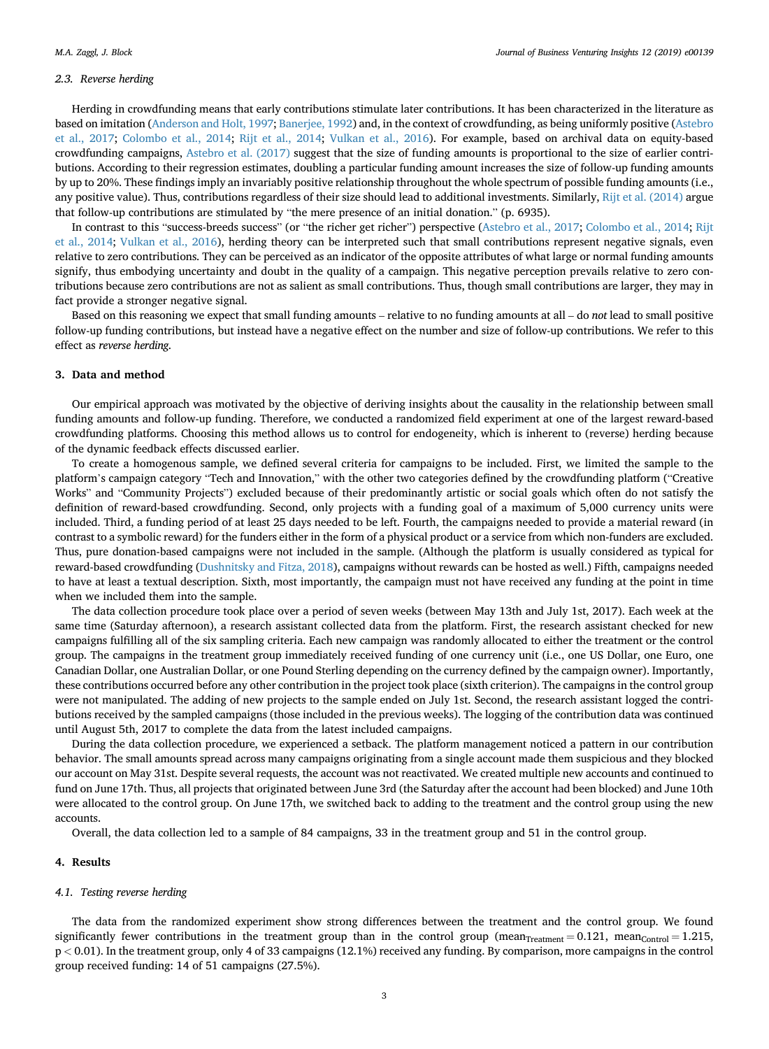### 2.3. Reverse herding

Herding in crowdfunding means that early contributions stimulate later contributions. It has been characterized in the literature as based on imitation (Anderson and Holt, 1997; Banerjee, 1992) and, in the context of crowdfunding, as being uniformly positive (Astebro et al., 2017; Colombo et al., 2014; Rijt et al., 2014; Vulkan et al., 2016). For example, based on archival data on equity-based crowdfunding campaigns, Astebro et al. (2017) suggest that the size of funding amounts is proportional to the size of earlier contributions. According to their regression estimates, doubling a particular funding amount increases the size of follow-up funding amounts by up to 20%. These findings imply an invariably positive relationship throughout the whole spectrum of possible funding amounts (i.e., any positive value). Thus, contributions regardless of their size should lead to additional investments. Similarly, Rijt et al. (2014) argue that follow-up contributions are stimulated by "the mere presence of an initial donation." (p. 6935).

In contrast to this "success-breeds success" (or "the richer get richer") perspective (Astebro et al., 2017; Colombo et al., 2014; Rijt et al., 2014; Vulkan et al., 2016), herding theory can be interpreted such that small contributions represent negative signals, even relative to zero contributions. They can be perceived as an indicator of the opposite attributes of what large or normal funding amounts signify, thus embodying uncertainty and doubt in the quality of a campaign. This negative perception prevails relative to zero contributions because zero contributions are not as salient as small contributions. Thus, though small contributions are larger, they may in fact provide a stronger negative signal.

Based on this reasoning we expect that small funding amounts – relative to no funding amounts at all – do *not* lead to small positive follow-up funding contributions, but instead have a negative effect on the number and size of follow-up contributions. We refer to this effect as *reverse herding.*

## 3. Data and method

Our empirical approach was motivated by the objective of deriving insights about the causality in the relationship between small funding amounts and follow-up funding. Therefore, we conducted a randomized field experiment at one of the largest reward-based crowdfunding platforms. Choosing this method allows us to control for endogeneity, which is inherent to (reverse) herding because of the dynamic feedback effects discussed earlier.

To create a homogenous sample, we defined several criteria for campaigns to be included. First, we limited the sample to the platform's campaign category "Tech and Innovation," with the other two categories defined by the crowdfunding platform ("Creative Works" and "Community Projects") excluded because of their predominantly artistic or social goals which often do not satisfy the definition of reward-based crowdfunding. Second, only projects with a funding goal of a maximum of 5,000 currency units were included. Third, a funding period of at least 25 days needed to be left. Fourth, the campaigns needed to provide a material reward (in contrast to a symbolic reward) for the funders either in the form of a physical product or a service from which non-funders are excluded. Thus, pure donation-based campaigns were not included in the sample. (Although the platform is usually considered as typical for reward-based crowdfunding (Dushnitsky and Fitza, 2018), campaigns without rewards can be hosted as well.) Fifth, campaigns needed to have at least a textual description. Sixth, most importantly, the campaign must not have received any funding at the point in time when we included them into the sample.

The data collection procedure took place over a period of seven weeks (between May 13th and July 1st, 2017). Each week at the same time (Saturday afternoon), a research assistant collected data from the platform. First, the research assistant checked for new campaigns fulfilling all of the six sampling criteria. Each new campaign was randomly allocated to either the treatment or the control group. The campaigns in the treatment group immediately received funding of one currency unit (i.e., one US Dollar, one Euro, one Canadian Dollar, one Australian Dollar, or one Pound Sterling depending on the currency defined by the campaign owner). Importantly, these contributions occurred before any other contribution in the project took place (sixth criterion). The campaigns in the control group were not manipulated. The adding of new projects to the sample ended on July 1st. Second, the research assistant logged the contributions received by the sampled campaigns (those included in the previous weeks). The logging of the contribution data was continued until August 5th, 2017 to complete the data from the latest included campaigns.

During the data collection procedure, we experienced a setback. The platform management noticed a pattern in our contribution behavior. The small amounts spread across many campaigns originating from a single account made them suspicious and they blocked our account on May 31st. Despite several requests, the account was not reactivated. We created multiple new accounts and continued to fund on June 17th. Thus, all projects that originated between June 3rd (the Saturday after the account had been blocked) and June 10th were allocated to the control group. On June 17th, we switched back to adding to the treatment and the control group using the new accounts.

Overall, the data collection led to a sample of 84 campaigns, 33 in the treatment group and 51 in the control group.

## 4. Results

### 4.1. Testing reverse herding

The data from the randomized experiment show strong differences between the treatment and the control group. We found significantly fewer contributions in the treatment group than in the control group ($\text{mean}_{\text{Treatment}} = 0.121$, $\text{mean}_{\text{Control}} = 1.215$, $p < 0.01$). In the treatment group, only 4 of 33 campaigns (12.1%) received any funding. By comparison, more campaigns in the control group received funding: 14 of 51 campaigns (27.5%).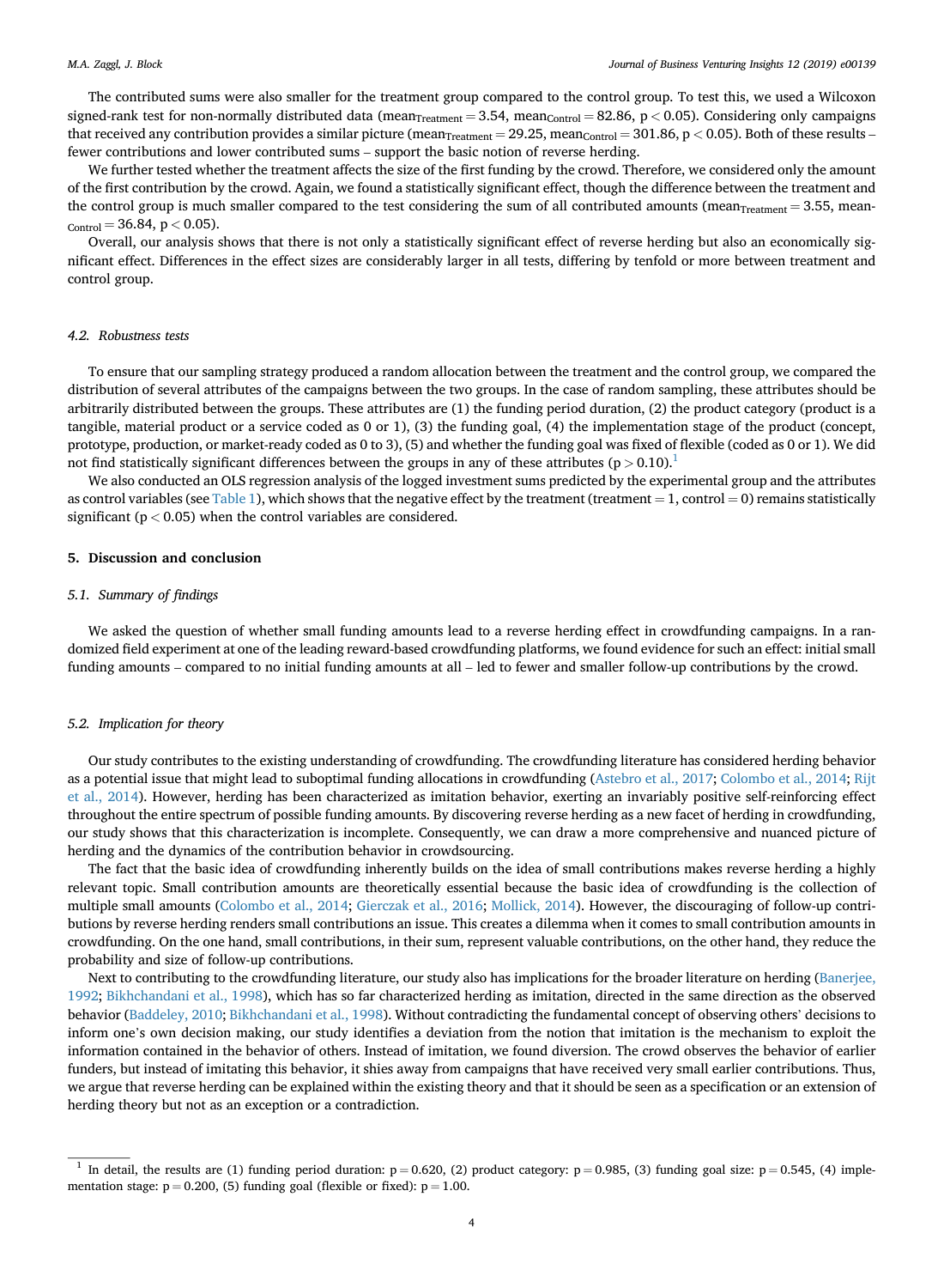The contributed sums were also smaller for the treatment group compared to the control group. To test this, we used a Wilcoxon signed-rank test for non-normally distributed data ($mean_{Treatment} = 3.54$, $mean_{Control} = 82.86$, $p < 0.05$). Considering only campaigns that received any contribution provides a similar picture ($mean_{Treatment} = 29.25$, $mean_{Control} = 301.86$, $p < 0.05$). Both of these results – fewer contributions and lower contributed sums – support the basic notion of reverse herding.

We further tested whether the treatment affects the size of the first funding by the crowd. Therefore, we considered only the amount of the first contribution by the crowd. Again, we found a statistically significant effect, though the difference between the treatment and the control group is much smaller compared to the test considering the sum of all contributed amounts ($mean_{Treatment} = 3.55$, $mean_{Control} = 36.84$, $p < 0.05$).

Overall, our analysis shows that there is not only a statistically significant effect of reverse herding but also an economically significant effect. Differences in the effect sizes are considerably larger in all tests, differing by tenfold or more between treatment and control group.

### 4.2. Robustness tests

To ensure that our sampling strategy produced a random allocation between the treatment and the control group, we compared the distribution of several attributes of the campaigns between the two groups. In the case of random sampling, these attributes should be arbitrarily distributed between the groups. These attributes are (1) the funding period duration, (2) the product category (product is a tangible, material product or a service coded as 0 or 1), (3) the funding goal, (4) the implementation stage of the product (concept, prototype, production, or market-ready coded as 0 to 3), (5) and whether the funding goal was fixed of flexible (coded as 0 or 1). We did not find statistically significant differences between the groups in any of these attributes ($p > 0.10$).[1]

We also conducted an OLS regression analysis of the logged investment sums predicted by the experimental group and the attributes as control variables (see Table 1), which shows that the negative effect by the treatment (treatment = 1, control = 0) remains statistically significant ($p < 0.05$) when the control variables are considered.

## 5. Discussion and conclusion

### 5.1. Summary of findings

We asked the question of whether small funding amounts lead to a reverse herding effect in crowdfunding campaigns. In a randomized field experiment at one of the leading reward-based crowdfunding platforms, we found evidence for such an effect: initial small funding amounts – compared to no initial funding amounts at all – led to fewer and smaller follow-up contributions by the crowd.

### 5.2. Implication for theory

Our study contributes to the existing understanding of crowdfunding. The crowdfunding literature has considered herding behavior as a potential issue that might lead to suboptimal funding allocations in crowdfunding (Astebro et al., 2017; Colombo et al., 2014; Rijt et al., 2014). However, herding has been characterized as imitation behavior, exerting an invariably positive self-reinforcing effect throughout the entire spectrum of possible funding amounts. By discovering reverse herding as a new facet of herding in crowdfunding, our study shows that this characterization is incomplete. Consequently, we can draw a more comprehensive and nuanced picture of herding and the dynamics of the contribution behavior in crowdsourcing.

The fact that the basic idea of crowdfunding inherently builds on the idea of small contributions makes reverse herding a highly relevant topic. Small contribution amounts are theoretically essential because the basic idea of crowdfunding is the collection of multiple small amounts (Colombo et al., 2014; Gierczak et al., 2016; Mollick, 2014). However, the discouraging of follow-up contributions by reverse herding renders small contributions an issue. This creates a dilemma when it comes to small contribution amounts in crowdfunding. On the one hand, small contributions, in their sum, represent valuable contributions, on the other hand, they reduce the probability and size of follow-up contributions.

Next to contributing to the crowdfunding literature, our study also has implications for the broader literature on herding (Banerjee, 1992; Bikhchandani et al., 1998), which has so far characterized herding as imitation, directed in the same direction as the observed behavior (Baddeley, 2010; Bikhchandani et al., 1998). Without contradicting the fundamental concept of observing others' decisions to inform one's own decision making, our study identifies a deviation from the notion that imitation is the mechanism to exploit the information contained in the behavior of others. Instead of imitation, we found diversion. The crowd observes the behavior of earlier funders, but instead of imitating this behavior, it shies away from campaigns that have received very small earlier contributions. Thus, we argue that reverse herding can be explained within the existing theory and that it should be seen as a specification or an extension of herding theory but not as an exception or a contradiction.

[1] In detail, the results are (1) funding period duration: $p = 0.620$, (2) product category: $p = 0.985$, (3) funding goal size: $p = 0.545$, (4) implementation stage: $p = 0.200$, (5) funding goal (flexible or fixed): $p = 1.00$.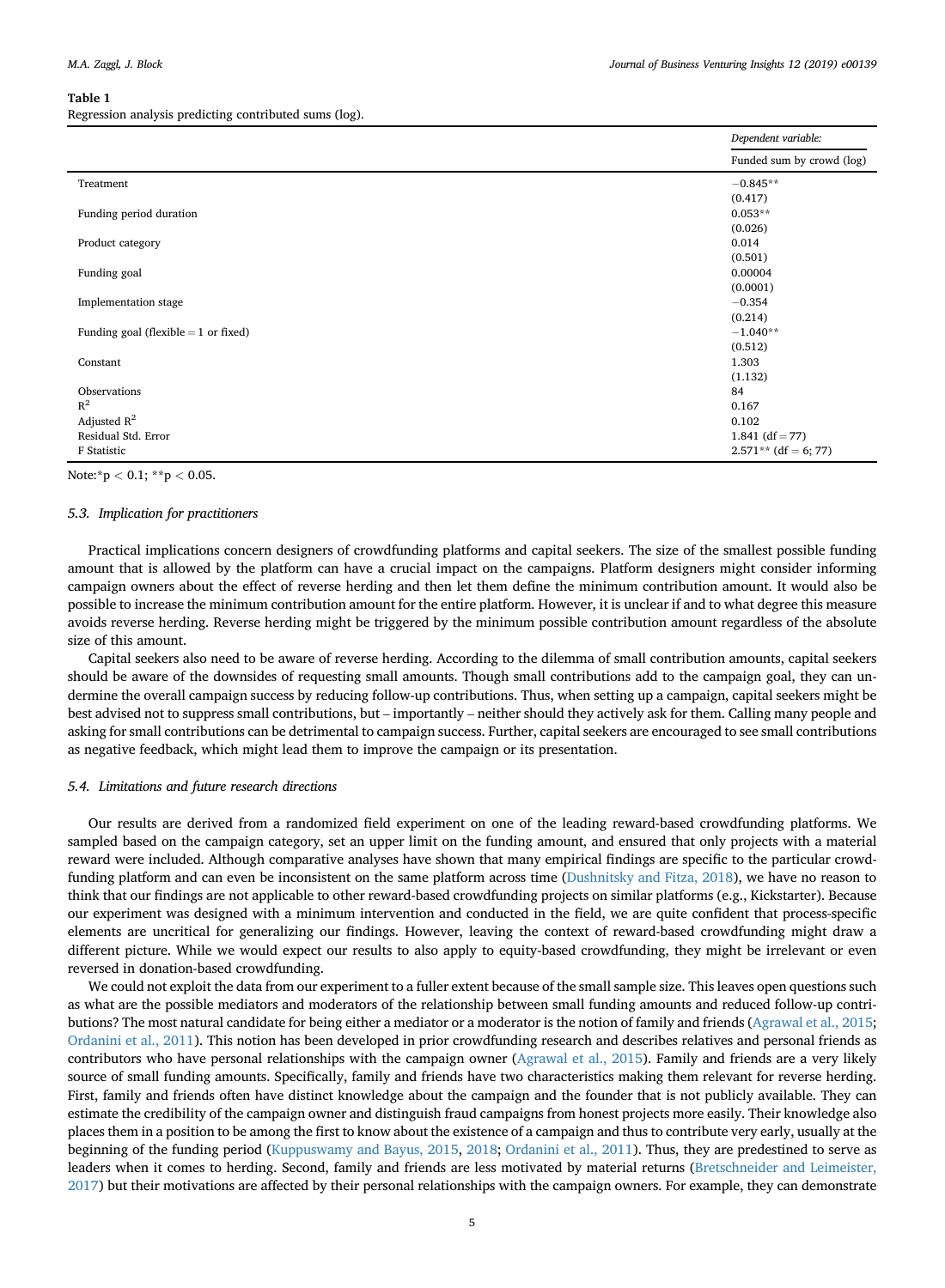**Table 1**
Regression analysis predicting contributed sums (log).

| | *Dependent variable:* |
|---|---|
| | Funded sum by crowd (log) |
| Treatment | −0.845** |
| | (0.417) |
| Funding period duration | 0.053** |
| | (0.026) |
| Product category | 0.014 |
| | (0.501) |
| Funding goal | 0.00004 |
| | (0.0001) |
| Implementation stage | −0.354 |
| | (0.214) |
| Funding goal (flexible = 1 or fixed) | −1.040** |
| | (0.512) |
| Constant | 1.303 |
| | (1.132) |
| Observations | 84 |
| $R^2$ | 0.167 |
| Adjusted $R^2$ | 0.102 |
| Residual Std. Error | 1.841 (df = 77) |
| F Statistic | 2.571** (df = 6; 77) |

Note:*$p < 0.1$; **$p < 0.05$.

### 5.3. Implication for practitioners

Practical implications concern designers of crowdfunding platforms and capital seekers. The size of the smallest possible funding amount that is allowed by the platform can have a crucial impact on the campaigns. Platform designers might consider informing campaign owners about the effect of reverse herding and then let them define the minimum contribution amount. It would also be possible to increase the minimum contribution amount for the entire platform. However, it is unclear if and to what degree this measure avoids reverse herding. Reverse herding might be triggered by the minimum possible contribution amount regardless of the absolute size of this amount.

Capital seekers also need to be aware of reverse herding. According to the dilemma of small contribution amounts, capital seekers should be aware of the downsides of requesting small amounts. Though small contributions add to the campaign goal, they can undermine the overall campaign success by reducing follow-up contributions. Thus, when setting up a campaign, capital seekers might be best advised not to suppress small contributions, but – importantly – neither should they actively ask for them. Calling many people and asking for small contributions can be detrimental to campaign success. Further, capital seekers are encouraged to see small contributions as negative feedback, which might lead them to improve the campaign or its presentation.

### 5.4. Limitations and future research directions

Our results are derived from a randomized field experiment on one of the leading reward-based crowdfunding platforms. We sampled based on the campaign category, set an upper limit on the funding amount, and ensured that only projects with a material reward were included. Although comparative analyses have shown that many empirical findings are specific to the particular crowdfunding platform and can even be inconsistent on the same platform across time (Dushnitsky and Fitza, 2018), we have no reason to think that our findings are not applicable to other reward-based crowdfunding projects on similar platforms (e.g., Kickstarter). Because our experiment was designed with a minimum intervention and conducted in the field, we are quite confident that process-specific elements are uncritical for generalizing our findings. However, leaving the context of reward-based crowdfunding might draw a different picture. While we would expect our results to also apply to equity-based crowdfunding, they might be irrelevant or even reversed in donation-based crowdfunding.

We could not exploit the data from our experiment to a fuller extent because of the small sample size. This leaves open questions such as what are the possible mediators and moderators of the relationship between small funding amounts and reduced follow-up contributions? The most natural candidate for being either a mediator or a moderator is the notion of family and friends (Agrawal et al., 2015; Ordanini et al., 2011). This notion has been developed in prior crowdfunding research and describes relatives and personal friends as contributors who have personal relationships with the campaign owner (Agrawal et al., 2015). Family and friends are a very likely source of small funding amounts. Specifically, family and friends have two characteristics making them relevant for reverse herding. First, family and friends often have distinct knowledge about the campaign and the founder that is not publicly available. They can estimate the credibility of the campaign owner and distinguish fraud campaigns from honest projects more easily. Their knowledge also places them in a position to be among the first to know about the existence of a campaign and thus to contribute very early, usually at the beginning of the funding period (Kuppuswamy and Bayus, 2015, 2018; Ordanini et al., 2011). Thus, they are predestined to serve as leaders when it comes to herding. Second, family and friends are less motivated by material returns (Bretschneider and Leimeister, 2017) but their motivations are affected by their personal relationships with the campaign owners. For example, they can demonstrate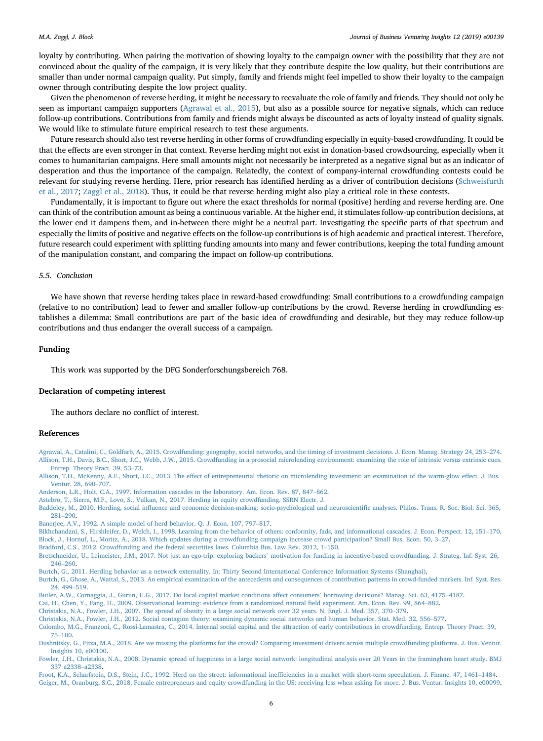loyalty by contributing. When pairing the motivation of showing loyalty to the campaign owner with the possibility that they are not convinced about the quality of the campaign, it is very likely that they contribute despite the low quality, but their contributions are smaller than under normal campaign quality. Put simply, family and friends might feel impelled to show their loyalty to the campaign owner through contributing despite the low project quality.

Given the phenomenon of reverse herding, it might be necessary to reevaluate the role of family and friends. They should not only be seen as important campaign supporters (Agrawal et al., 2015), but also as a possible source for negative signals, which can reduce follow-up contributions. Contributions from family and friends might always be discounted as acts of loyalty instead of quality signals. We would like to stimulate future empirical research to test these arguments.

Future research should also test reverse herding in other forms of crowdfunding especially in equity-based crowdfunding. It could be that the effects are even stronger in that context. Reverse herding might not exist in donation-based crowdsourcing, especially when it comes to humanitarian campaigns. Here small amounts might not necessarily be interpreted as a negative signal but as an indicator of desperation and thus the importance of the campaign. Relatedly, the context of company-internal crowdfunding contests could be relevant for studying reverse herding. Here, prior research has identified herding as a driver of contribution decisions (Schweisfurth et al., 2017; Zaggl et al., 2018). Thus, it could be that reverse herding might also play a critical role in these contests.

Fundamentally, it is important to figure out where the exact thresholds for normal (positive) herding and reverse herding are. One can think of the contribution amount as being a continuous variable. At the higher end, it stimulates follow-up contribution decisions, at the lower end it dampens them, and in-between there might be a neutral part. Investigating the specific parts of that spectrum and especially the limits of positive and negative effects on the follow-up contributions is of high academic and practical interest. Therefore, future research could experiment with splitting funding amounts into many and fewer contributions, keeping the total funding amount of the manipulation constant, and comparing the impact on follow-up contributions.

### *5.5. Conclusion*

We have shown that reverse herding takes place in reward-based crowdfunding: Small contributions to a crowdfunding campaign (relative to no contribution) lead to fewer and smaller follow-up contributions by the crowd. Reverse herding in crowdfunding establishes a dilemma: Small contributions are part of the basic idea of crowdfunding and desirable, but they may reduce follow-up contributions and thus endanger the overall success of a campaign.

## Funding

This work was supported by the DFG Sonderforschungsbereich 768.

## Declaration of competing interest

The authors declare no conflict of interest.

## References

Agrawal, A., Catalini, C., Goldfarb, A., 2015. Crowdfunding: geography, social networks, and the timing of investment decisions. J. Econ. Manag. Strategy 24, 253–274.

Allison, T.H., Davis, B.C., Short, J.C., Webb, J.W., 2015. Crowdfunding in a prosocial microlending environment: examining the role of intrinsic versus extrinsic cues. Entrep. Theory Pract. 39, 53–73.

Allison, T.H., McKenny, A.F., Short, J.C., 2013. The effect of entrepreneurial rhetoric on microlending investment: an examination of the warm-glow effect. J. Bus. Ventur. 28, 690–707.

Anderson, L.R., Holt, C.A., 1997. Information cascades in the laboratory. Am. Econ. Rev. 87, 847–862.

Astebro, T., Sierra, M.F., Lovo, S., Vulkan, N., 2017. Herding in equity crowdfunding. SSRN Electr. J.

Baddeley, M., 2010. Herding, social influence and economic decision-making: socio-psychological and neuroscientific analyses. Philos. Trans. R. Soc. Biol. Sci. 365, 281–290.

Banerjee, A.V., 1992. A simple model of herd behavior. Q. J. Econ. 107, 797–817.

Bikhchandani, S., Hirshleifer, D., Welch, I., 1998. Learning from the behavior of others: conformity, fads, and informational cascades. J. Econ. Perspect. 12, 151–170.

Block, J., Hornuf, L., Moritz, A., 2018. Which updates during a crowdfunding campaign increase crowd participation? Small Bus. Econ. 50, 3–27.

Bradford, C.S., 2012. Crowdfunding and the federal securities laws. Columbia Bus. Law Rev. 2012, 1–150.

Bretschneider, U., Leimeister, J.M., 2017. Not just an ego-trip: exploring backers' motivation for funding in incentive-based crowdfunding. J. Strateg. Inf. Syst. 26, 246–260.

Burtch, G., 2011. Herding behavior as a network externality. In: Thirty Second International Conference Information Systems (Shanghai).

Burtch, G., Ghose, A., Wattal, S., 2013. An empirical examination of the antecedents and consequences of contribution patterns in crowd-funded markets. Inf. Syst. Res. 24, 499–519.

Butler, A.W., Cornaggia, J., Gurun, U.G., 2017. Do local capital market conditions affect consumers' borrowing decisions? Manag. Sci. 63, 4175–4187.

Cai, H., Chen, Y., Fang, H., 2009. Observational learning: evidence from a randomized natural field experiment. Am. Econ. Rev. 99, 864–882.

Christakis, N.A., Fowler, J.H., 2007. The spread of obesity in a large social network over 32 years. N. Engl. J. Med. 357, 370–379.

Christakis, N.A., Fowler, J.H., 2012. Social contagion theory: examining dynamic social networks and human behavior. Stat. Med. 32, 556–577.

Colombo, M.G., Franzoni, C., Rossi-Lamastra, C., 2014. Internal social capital and the attraction of early contributions in crowdfunding. Entrep. Theory Pract. 39, 75–100.

Dushnitsky, G., Fitza, M.A., 2018. Are we missing the platforms for the crowd? Comparing investment drivers across multiple crowdfunding platforms. J. Bus. Ventur. Insights 10, e00100.

Fowler, J.H., Christakis, N.A., 2008. Dynamic spread of happiness in a large social network: longitudinal analysis over 20 Years in the framingham heart study. BMJ 337 a2338–a2338.

Froot, K.A., Scharfstein, D.S., Stein, J.C., 1992. Herd on the street: informational inefficiencies in a market with short-term speculation. J. Financ. 47, 1461–1484.

Geiger, M., Oranburg, S.C., 2018. Female entrepreneurs and equity crowdfunding in the US: receiving less when asking for more. J. Bus. Ventur. Insights 10, e00099.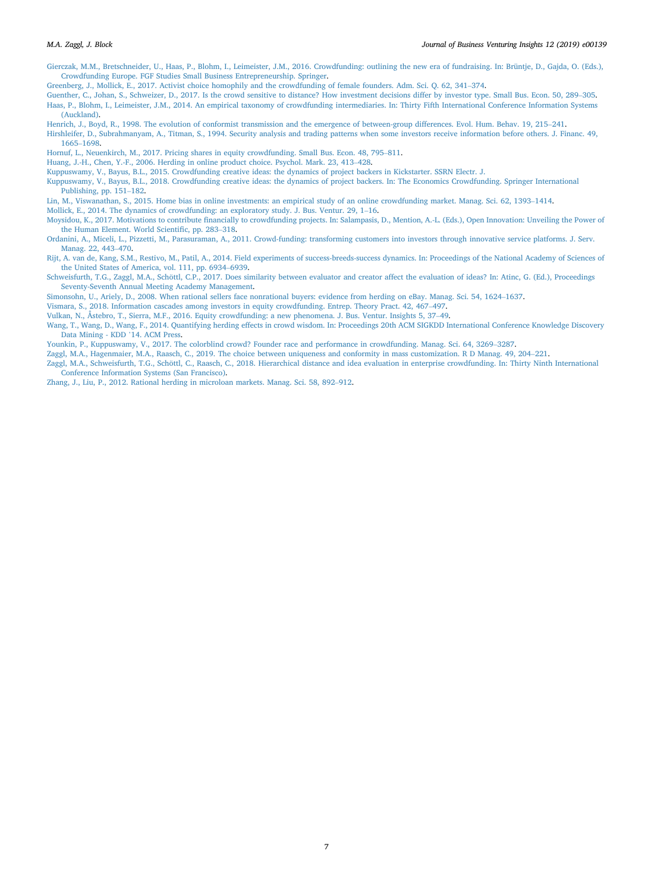Gierczak, M.M., Bretschneider, U., Haas, P., Blohm, I., Leimeister, J.M., 2016. Crowdfunding: outlining the new era of fundraising. In: Brüntje, D., Gajda, O. (Eds.), Crowdfunding Europe. FGF Studies Small Business Entrepreneurship. Springer.

Greenberg, J., Mollick, E., 2017. Activist choice homophily and the crowdfunding of female founders. Adm. Sci. Q. 62, 341–374.

Guenther, C., Johan, S., Schweizer, D., 2017. Is the crowd sensitive to distance? How investment decisions differ by investor type. Small Bus. Econ. 50, 289–305.

Haas, P., Blohm, I., Leimeister, J.M., 2014. An empirical taxonomy of crowdfunding intermediaries. In: Thirty Fifth International Conference Information Systems (Auckland).

Henrich, J., Boyd, R., 1998. The evolution of conformist transmission and the emergence of between-group differences. Evol. Hum. Behav. 19, 215–241.

Hirshleifer, D., Subrahmanyam, A., Titman, S., 1994. Security analysis and trading patterns when some investors receive information before others. J. Financ. 49, 1665–1698.

Hornuf, L., Neuenkirch, M., 2017. Pricing shares in equity crowdfunding. Small Bus. Econ. 48, 795–811.

Huang, J.-H., Chen, Y.-F., 2006. Herding in online product choice. Psychol. Mark. 23, 413–428.

Kuppuswamy, V., Bayus, B.L., 2015. Crowdfunding creative ideas: the dynamics of project backers in Kickstarter. SSRN Electr. J.

Kuppuswamy, V., Bayus, B.L., 2018. Crowdfunding creative ideas: the dynamics of project backers. In: The Economics Crowdfunding. Springer International Publishing, pp. 151–182.

Lin, M., Viswanathan, S., 2015. Home bias in online investments: an empirical study of an online crowdfunding market. Manag. Sci. 62, 1393–1414.

Mollick, E., 2014. The dynamics of crowdfunding: an exploratory study. J. Bus. Ventur. 29, 1–16.

Moysidou, K., 2017. Motivations to contribute financially to crowdfunding projects. In: Salampasis, D., Mention, A.-L. (Eds.), Open Innovation: Unveiling the Power of the Human Element. World Scientific, pp. 283–318.

Ordanini, A., Miceli, L., Pizzetti, M., Parasuraman, A., 2011. Crowd-funding: transforming customers into investors through innovative service platforms. J. Serv. Manag. 22, 443–470.

Rijt, A. van de, Kang, S.M., Restivo, M., Patil, A., 2014. Field experiments of success-breeds-success dynamics. In: Proceedings of the National Academy of Sciences of the United States of America, vol. 111, pp. 6934–6939.

Schweisfurth, T.G., Zaggl, M.A., Schöttl, C.P., 2017. Does similarity between evaluator and creator affect the evaluation of ideas? In: Atinc, G. (Ed.), Proceedings Seventy-Seventh Annual Meeting Academy Management.

Simonsohn, U., Ariely, D., 2008. When rational sellers face nonrational buyers: evidence from herding on eBay. Manag. Sci. 54, 1624–1637.

Vismara, S., 2018. Information cascades among investors in equity crowdfunding. Entrep. Theory Pract. 42, 467–497.

Vulkan, N., Åstebro, T., Sierra, M.F., 2016. Equity crowdfunding: a new phenomena. J. Bus. Ventur. Insights 5, 37–49.

Wang, T., Wang, D., Wang, F., 2014. Quantifying herding effects in crowd wisdom. In: Proceedings 20th ACM SIGKDD International Conference Knowledge Discovery Data Mining - KDD '14. ACM Press.

Younkin, P., Kuppuswamy, V., 2017. The colorblind crowd? Founder race and performance in crowdfunding. Manag. Sci. 64, 3269–3287.

Zaggl, M.A., Hagenmaier, M.A., Raasch, C., 2019. The choice between uniqueness and conformity in mass customization. R D Manag. 49, 204–221.

Zaggl, M.A., Schweisfurth, T.G., Schöttl, C., Raasch, C., 2018. Hierarchical distance and idea evaluation in enterprise crowdfunding. In: Thirty Ninth International Conference Information Systems (San Francisco).

Zhang, J., Liu, P., 2012. Rational herding in microloan markets. Manag. Sci. 58, 892–912.